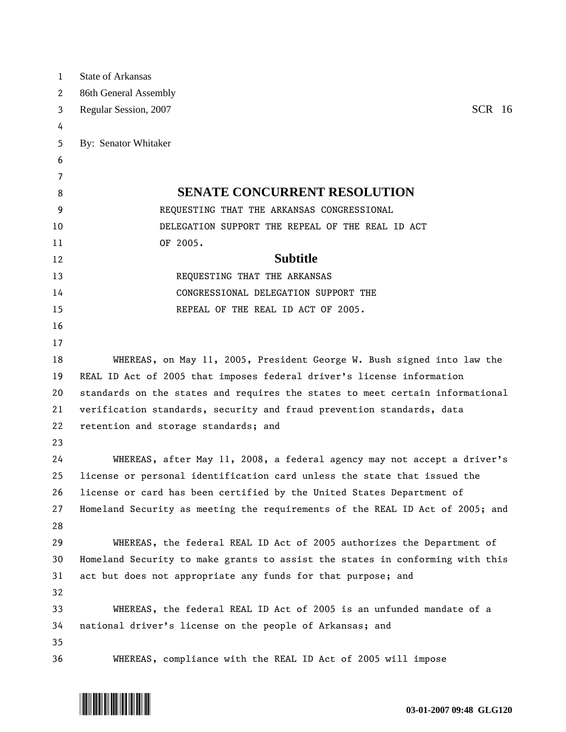State of Arkansas
86th General Assembly
Regular Session, 2007 SCR 16

By: Senator Whitaker

# SENATE CONCURRENT RESOLUTION

REQUESTING THAT THE ARKANSAS CONGRESSIONAL DELEGATION SUPPORT THE REPEAL OF THE REAL ID ACT OF 2005.

## Subtitle

REQUESTING THAT THE ARKANSAS CONGRESSIONAL DELEGATION SUPPORT THE REPEAL OF THE REAL ID ACT OF 2005.

WHEREAS, on May 11, 2005, President George W. Bush signed into law the REAL ID Act of 2005 that imposes federal driver's license information standards on the states and requires the states to meet certain informational verification standards, security and fraud prevention standards, data retention and storage standards; and

WHEREAS, after May 11, 2008, a federal agency may not accept a driver's license or personal identification card unless the state that issued the license or card has been certified by the United States Department of Homeland Security as meeting the requirements of the REAL ID Act of 2005; and

WHEREAS, the federal REAL ID Act of 2005 authorizes the Department of Homeland Security to make grants to assist the states in conforming with this act but does not appropriate any funds for that purpose; and

WHEREAS, the federal REAL ID Act of 2005 is an unfunded mandate of a national driver's license on the people of Arkansas; and

WHEREAS, compliance with the REAL ID Act of 2005 will impose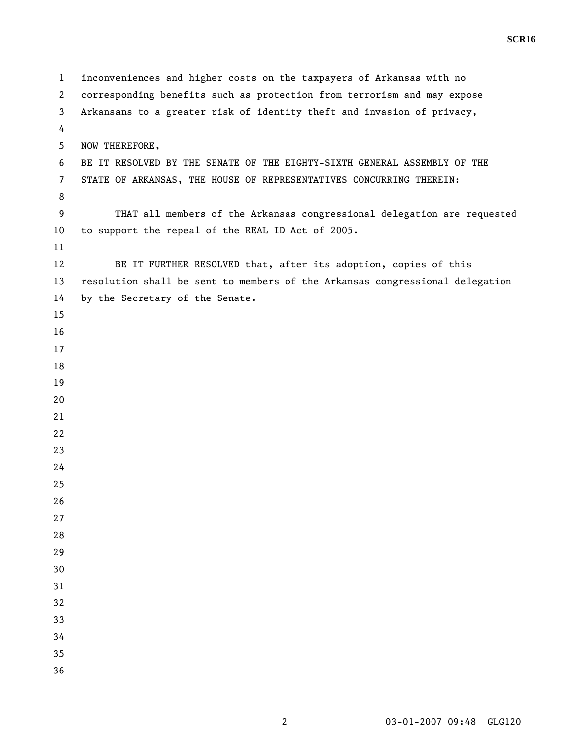inconveniences and higher costs on the taxpayers of Arkansas with no corresponding benefits such as protection from terrorism and may expose Arkansans to a greater risk of identity theft and invasion of privacy,

NOW THEREFORE,
BE IT RESOLVED BY THE SENATE OF THE EIGHTY-SIXTH GENERAL ASSEMBLY OF THE STATE OF ARKANSAS, THE HOUSE OF REPRESENTATIVES CONCURRING THEREIN:

THAT all members of the Arkansas congressional delegation are requested to support the repeal of the REAL ID Act of 2005.

BE IT FURTHER RESOLVED that, after its adoption, copies of this resolution shall be sent to members of the Arkansas congressional delegation by the Secretary of the Senate.